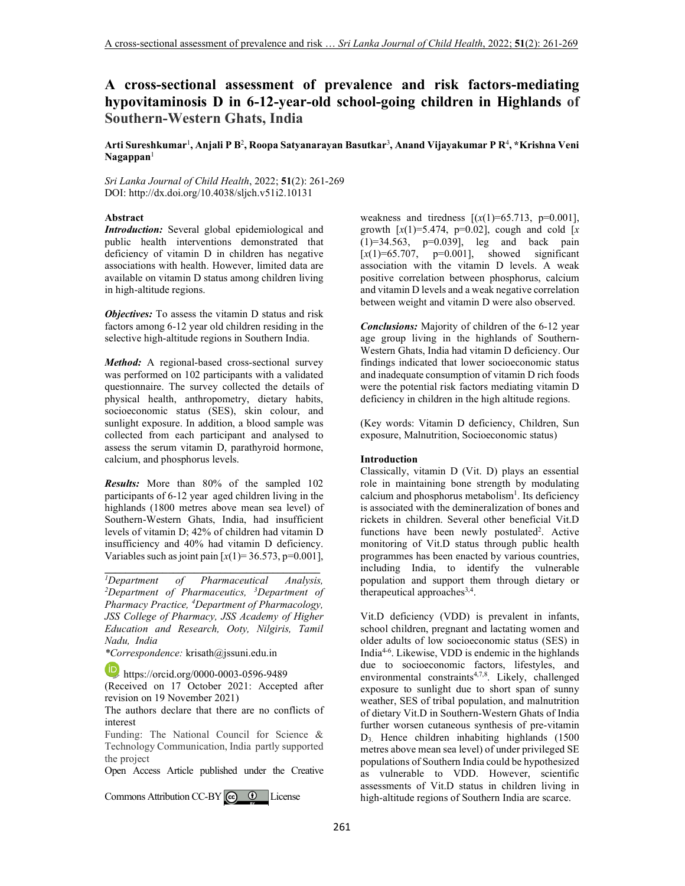# A cross-sectional assessment of prevalence and risk factors-mediating hypovitaminosis D in 6-12-year-old school-going children in Highlands of Southern-Western Ghats, India

**Arti Sureshkumar**[1], **Anjali P B**[2], **Roopa Satyanarayan Basutkar**[3], **Anand Vijayakumar P R**[4], ***Krishna Veni Nagappan**[1]

*Sri Lanka Journal of Child Health*, 2022; **51**(2): 261-269
DOI: http://dx.doi.org/10.4038/sljch.v51i2.10131

### Abstract

***Introduction:*** Several global epidemiological and public health interventions demonstrated that deficiency of vitamin D in children has negative associations with health. However, limited data are available on vitamin D status among children living in high-altitude regions.

***Objectives:*** To assess the vitamin D status and risk factors among 6-12 year old children residing in the selective high-altitude regions in Southern India.

***Method:*** A regional-based cross-sectional survey was performed on 102 participants with a validated questionnaire. The survey collected the details of physical health, anthropometry, dietary habits, socioeconomic status (SES), skin colour, and sunlight exposure. In addition, a blood sample was collected from each participant and analysed to assess the serum vitamin D, parathyroid hormone, calcium, and phosphorus levels.

***Results:*** More than 80% of the sampled 102 participants of 6-12 year aged children living in the highlands (1800 metres above mean sea level) of Southern-Western Ghats, India, had insufficient levels of vitamin D; 42% of children had vitamin D insufficiency and 40% had vitamin D deficiency. Variables such as joint pain [$x(1)$= 36.573, p=0.001], weakness and tiredness [($x(1)$=65.713, p=0.001], growth [$x(1)$=5.474, p=0.02], cough and cold [$x(1)$=34.563, p=0.039], leg and back pain [$x(1)$=65.707, p=0.001], showed significant association with the vitamin D levels. A weak positive correlation between phosphorus, calcium and vitamin D levels and a weak negative correlation between weight and vitamin D were also observed.

***Conclusions:*** Majority of children of the 6-12 year age group living in the highlands of Southern-Western Ghats, India had vitamin D deficiency. Our findings indicated that lower socioeconomic status and inadequate consumption of vitamin D rich foods were the potential risk factors mediating vitamin D deficiency in children in the high altitude regions.

(Key words: Vitamin D deficiency, Children, Sun exposure, Malnutrition, Socioeconomic status)

---

[1]*Department of Pharmaceutical Analysis,* [2]*Department of Pharmaceutics,* [3]*Department of Pharmacy Practice,* [4]*Department of Pharmacology, JSS College of Pharmacy, JSS Academy of Higher Education and Research, Ooty, Nilgiris, Tamil Nadu, India*

**Correspondence:* krisath@jssuni.edu.in

https://orcid.org/0000-0003-0596-9489

(Received on 17 October 2021: Accepted after revision on 19 November 2021)

The authors declare that there are no conflicts of interest

Funding: The National Council for Science & Technology Communication, India partly supported the project

Open Access Article published under the Creative Commons Attribution CC-BY License

### Introduction

Classically, vitamin D (Vit. D) plays an essential role in maintaining bone strength by modulating calcium and phosphorus metabolism[1]. Its deficiency is associated with the demineralization of bones and rickets in children. Several other beneficial Vit.D functions have been newly postulated[2]. Active monitoring of Vit.D status through public health programmes has been enacted by various countries, including India, to identify the vulnerable population and support them through dietary or therapeutical approaches[3,4].

Vit.D deficiency (VDD) is prevalent in infants, school children, pregnant and lactating women and older adults of low socioeconomic status (SES) in India[4-6]. Likewise, VDD is endemic in the highlands due to socioeconomic factors, lifestyles, and environmental constraints[4,7,8]. Likely, challenged exposure to sunlight due to short span of sunny weather, SES of tribal population, and malnutrition of dietary Vit.D in Southern-Western Ghats of India further worsen cutaneous synthesis of pre-vitamin $D_3$. Hence children inhabiting highlands (1500 metres above mean sea level) of under privileged SE populations of Southern India could be hypothesized as vulnerable to VDD. However, scientific assessments of Vit.D status in children living in high-altitude regions of Southern India are scarce.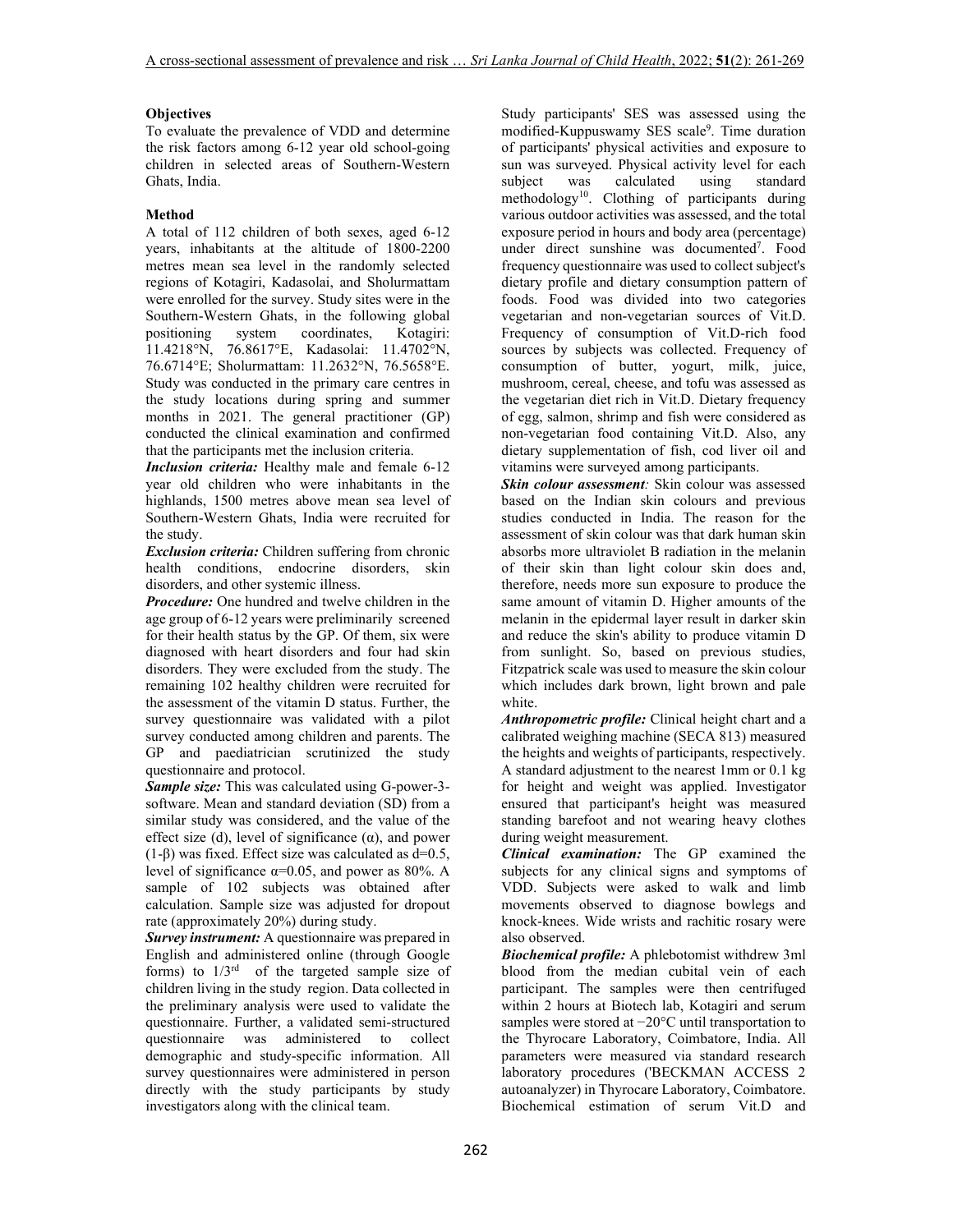**Objectives**

To evaluate the prevalence of VDD and determine the risk factors among 6-12 year old school-going children in selected areas of Southern-Western Ghats, India.

**Method**

A total of 112 children of both sexes, aged 6-12 years, inhabitants at the altitude of 1800-2200 metres mean sea level in the randomly selected regions of Kotagiri, Kadasolai, and Sholurmattam were enrolled for the survey. Study sites were in the Southern-Western Ghats, in the following global positioning system coordinates, Kotagiri: 11.4218°N, 76.8617°E, Kadasolai: 11.4702°N, 76.6714°E; Sholurmattam: 11.2632°N, 76.5658°E. Study was conducted in the primary care centres in the study locations during spring and summer months in 2021. The general practitioner (GP) conducted the clinical examination and confirmed that the participants met the inclusion criteria.

***Inclusion criteria:*** Healthy male and female 6-12 year old children who were inhabitants in the highlands, 1500 metres above mean sea level of Southern-Western Ghats, India were recruited for the study.

***Exclusion criteria:*** Children suffering from chronic health conditions, endocrine disorders, skin disorders, and other systemic illness.

***Procedure:*** One hundred and twelve children in the age group of 6-12 years were preliminarily screened for their health status by the GP. Of them, six were diagnosed with heart disorders and four had skin disorders. They were excluded from the study. The remaining 102 healthy children were recruited for the assessment of the vitamin D status. Further, the survey questionnaire was validated with a pilot survey conducted among children and parents. The GP and paediatrician scrutinized the study questionnaire and protocol.

***Sample size:*** This was calculated using G-power-3-software. Mean and standard deviation (SD) from a similar study was considered, and the value of the effect size (d), level of significance ($\alpha$), and power ($1$-$\beta$) was fixed. Effect size was calculated as $d=0.5$, level of significance $\alpha=0.05$, and power as 80%. A sample of 102 subjects was obtained after calculation. Sample size was adjusted for dropout rate (approximately 20%) during study.

***Survey instrument:*** A questionnaire was prepared in English and administered online (through Google forms) to $1/3^{rd}$ of the targeted sample size of children living in the study region. Data collected in the preliminary analysis were used to validate the questionnaire. Further, a validated semi-structured questionnaire was administered to collect demographic and study-specific information. All survey questionnaires were administered in person directly with the study participants by study investigators along with the clinical team.

Study participants' SES was assessed using the modified-Kuppuswamy SES scale[9]. Time duration of participants' physical activities and exposure to sun was surveyed. Physical activity level for each subject was calculated using standard methodology[10]. Clothing of participants during various outdoor activities was assessed, and the total exposure period in hours and body area (percentage) under direct sunshine was documented[7]. Food frequency questionnaire was used to collect subject's dietary profile and dietary consumption pattern of foods. Food was divided into two categories vegetarian and non-vegetarian sources of Vit.D. Frequency of consumption of Vit.D-rich food sources by subjects was collected. Frequency of consumption of butter, yogurt, milk, juice, mushroom, cereal, cheese, and tofu was assessed as the vegetarian diet rich in Vit.D. Dietary frequency of egg, salmon, shrimp and fish were considered as non-vegetarian food containing Vit.D. Also, any dietary supplementation of fish, cod liver oil and vitamins were surveyed among participants.

***Skin colour assessment:*** Skin colour was assessed based on the Indian skin colours and previous studies conducted in India. The reason for the assessment of skin colour was that dark human skin absorbs more ultraviolet B radiation in the melanin of their skin than light colour skin does and, therefore, needs more sun exposure to produce the same amount of vitamin D. Higher amounts of the melanin in the epidermal layer result in darker skin and reduce the skin's ability to produce vitamin D from sunlight. So, based on previous studies, Fitzpatrick scale was used to measure the skin colour which includes dark brown, light brown and pale white.

***Anthropometric profile:*** Clinical height chart and a calibrated weighing machine (SECA 813) measured the heights and weights of participants, respectively. A standard adjustment to the nearest 1mm or 0.1 kg for height and weight was applied. Investigator ensured that participant's height was measured standing barefoot and not wearing heavy clothes during weight measurement.

***Clinical examination:*** The GP examined the subjects for any clinical signs and symptoms of VDD. Subjects were asked to walk and limb movements observed to diagnose bowlegs and knock-knees. Wide wrists and rachitic rosary were also observed.

***Biochemical profile:*** A phlebotomist withdrew 3ml blood from the median cubital vein of each participant. The samples were then centrifuged within 2 hours at Biotech lab, Kotagiri and serum samples were stored at −20°C until transportation to the Thyrocare Laboratory, Coimbatore, India. All parameters were measured via standard research laboratory procedures ('BECKMAN ACCESS 2 autoanalyzer) in Thyrocare Laboratory, Coimbatore. Biochemical estimation of serum Vit.D and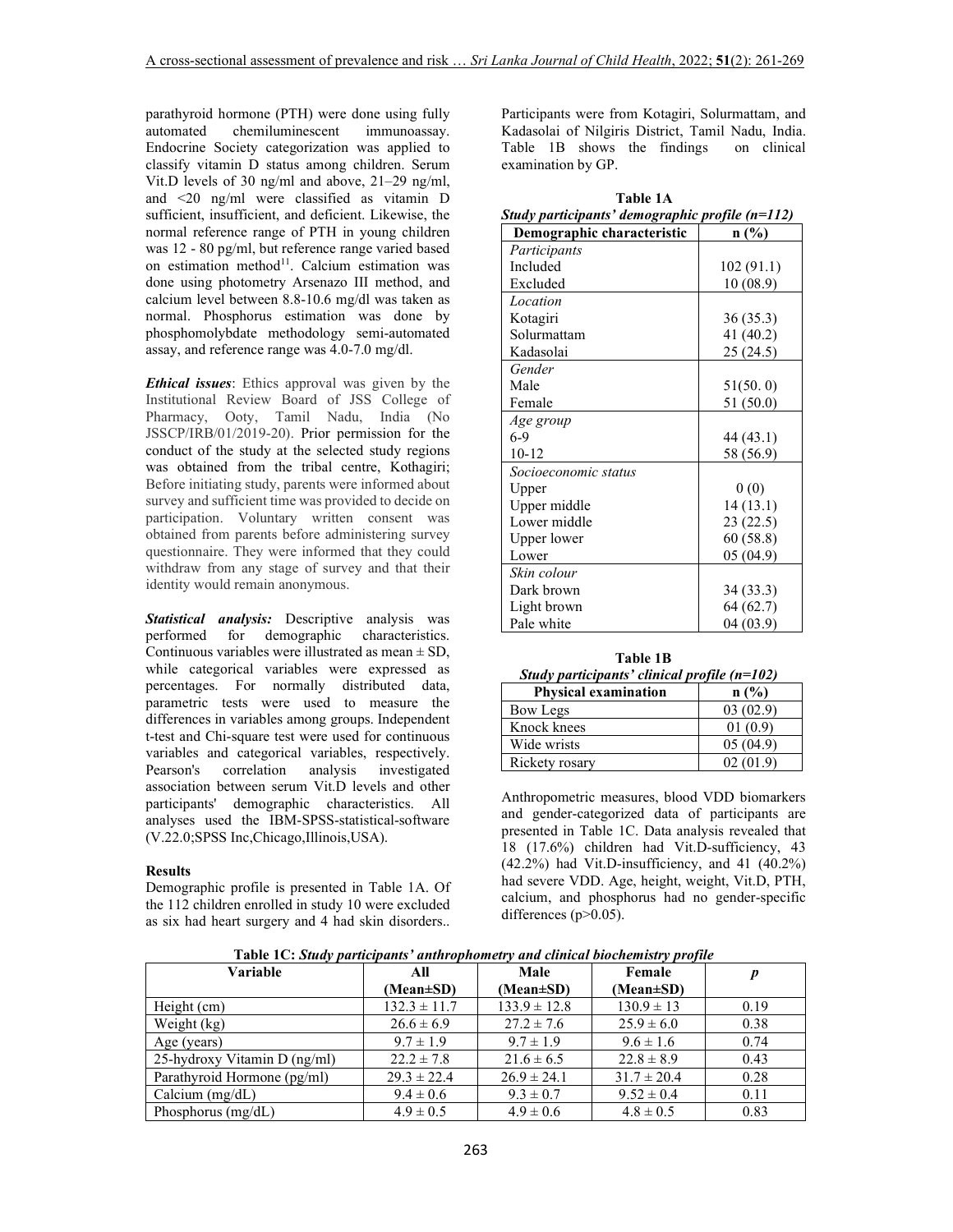parathyroid hormone (PTH) were done using fully automated chemiluminescent immunoassay. Endocrine Society categorization was applied to classify vitamin D status among children. Serum Vit.D levels of 30 ng/ml and above, 21–29 ng/ml, and <20 ng/ml were classified as vitamin D sufficient, insufficient, and deficient. Likewise, the normal reference range of PTH in young children was 12 - 80 pg/ml, but reference range varied based on estimation method[11]. Calcium estimation was done using photometry Arsenazo III method, and calcium level between 8.8-10.6 mg/dl was taken as normal. Phosphorus estimation was done by phosphomolybdate methodology semi-automated assay, and reference range was 4.0-7.0 mg/dl.

***Ethical issues***: Ethics approval was given by the Institutional Review Board of JSS College of Pharmacy, Ooty, Tamil Nadu, India (No JSSCP/IRB/01/2019-20). Prior permission for the conduct of the study at the selected study regions was obtained from the tribal centre, Kothagiri; Before initiating study, parents were informed about survey and sufficient time was provided to decide on participation. Voluntary written consent was obtained from parents before administering survey questionnaire. They were informed that they could withdraw from any stage of survey and that their identity would remain anonymous.

***Statistical analysis:*** Descriptive analysis was performed for demographic characteristics. Continuous variables were illustrated as mean ± SD, while categorical variables were expressed as percentages. For normally distributed data, parametric tests were used to measure the differences in variables among groups. Independent t-test and Chi-square test were used for continuous variables and categorical variables, respectively. Pearson's correlation analysis investigated association between serum Vit.D levels and other participants' demographic characteristics. All analyses used the IBM-SPSS-statistical-software (V.22.0;SPSS Inc,Chicago,Illinois,USA).

**Results**

Demographic profile is presented in Table 1A. Of the 112 children enrolled in study 10 were excluded as six had heart surgery and 4 had skin disorders.. Participants were from Kotagiri, Solurmattam, and Kadasolai of Nilgiris District, Tamil Nadu, India. Table 1B shows the findings on clinical examination by GP.

**Table 1A**

***Study participants' demographic profile (n=112)***

| Demographic characteristic | n (%) |
|---|---|
| *Participants* | |
| Included | 102 (91.1) |
| Excluded | 10 (08.9) |
| *Location* | |
| Kotagiri | 36 (35.3) |
| Solurmattam | 41 (40.2) |
| Kadasolai | 25 (24.5) |
| *Gender* | |
| Male | 51(50. 0) |
| Female | 51 (50.0) |
| *Age group* | |
| 6-9 | 44 (43.1) |
| 10-12 | 58 (56.9) |
| *Socioeconomic status* | |
| Upper | 0 (0) |
| Upper middle | 14 (13.1) |
| Lower middle | 23 (22.5) |
| Upper lower | 60 (58.8) |
| Lower | 05 (04.9) |
| *Skin colour* | |
| Dark brown | 34 (33.3) |
| Light brown | 64 (62.7) |
| Pale white | 04 (03.9) |

**Table 1B**

***Study participants' clinical profile (n=102)***

| Physical examination | n (%) |
|---|---|
| Bow Legs | 03 (02.9) |
| Knock knees | 01 (0.9) |
| Wide wrists | 05 (04.9) |
| Rickety rosary | 02 (01.9) |

Anthropometric measures, blood VDD biomarkers and gender-categorized data of participants are presented in Table 1C. Data analysis revealed that 18 (17.6%) children had Vit.D-sufficiency, 43 (42.2%) had Vit.D-insufficiency, and 41 (40.2%) had severe VDD. Age, height, weight, Vit.D, PTH, calcium, and phosphorus had no gender-specific differences ($p>0.05$).

**Table 1C:** ***Study participants' anthrophometry and clinical biochemistry profile***

| Variable | All (Mean±SD) | Male (Mean±SD) | Female (Mean±SD) | *p* |
|---|---|---|---|---|
| Height (cm) | 132.3 ± 11.7 | 133.9 ± 12.8 | 130.9 ± 13 | 0.19 |
| Weight (kg) | 26.6 ± 6.9 | 27.2 ± 7.6 | 25.9 ± 6.0 | 0.38 |
| Age (years) | 9.7 ± 1.9 | 9.7 ± 1.9 | 9.6 ± 1.6 | 0.74 |
| 25-hydroxy Vitamin D (ng/ml) | 22.2 ± 7.8 | 21.6 ± 6.5 | 22.8 ± 8.9 | 0.43 |
| Parathyroid Hormone (pg/ml) | 29.3 ± 22.4 | 26.9 ± 24.1 | 31.7 ± 20.4 | 0.28 |
| Calcium (mg/dL) | 9.4 ± 0.6 | 9.3 ± 0.7 | 9.52 ± 0.4 | 0.11 |
| Phosphorus (mg/dL) | 4.9 ± 0.5 | 4.9 ± 0.6 | 4.8 ± 0.5 | 0.83 |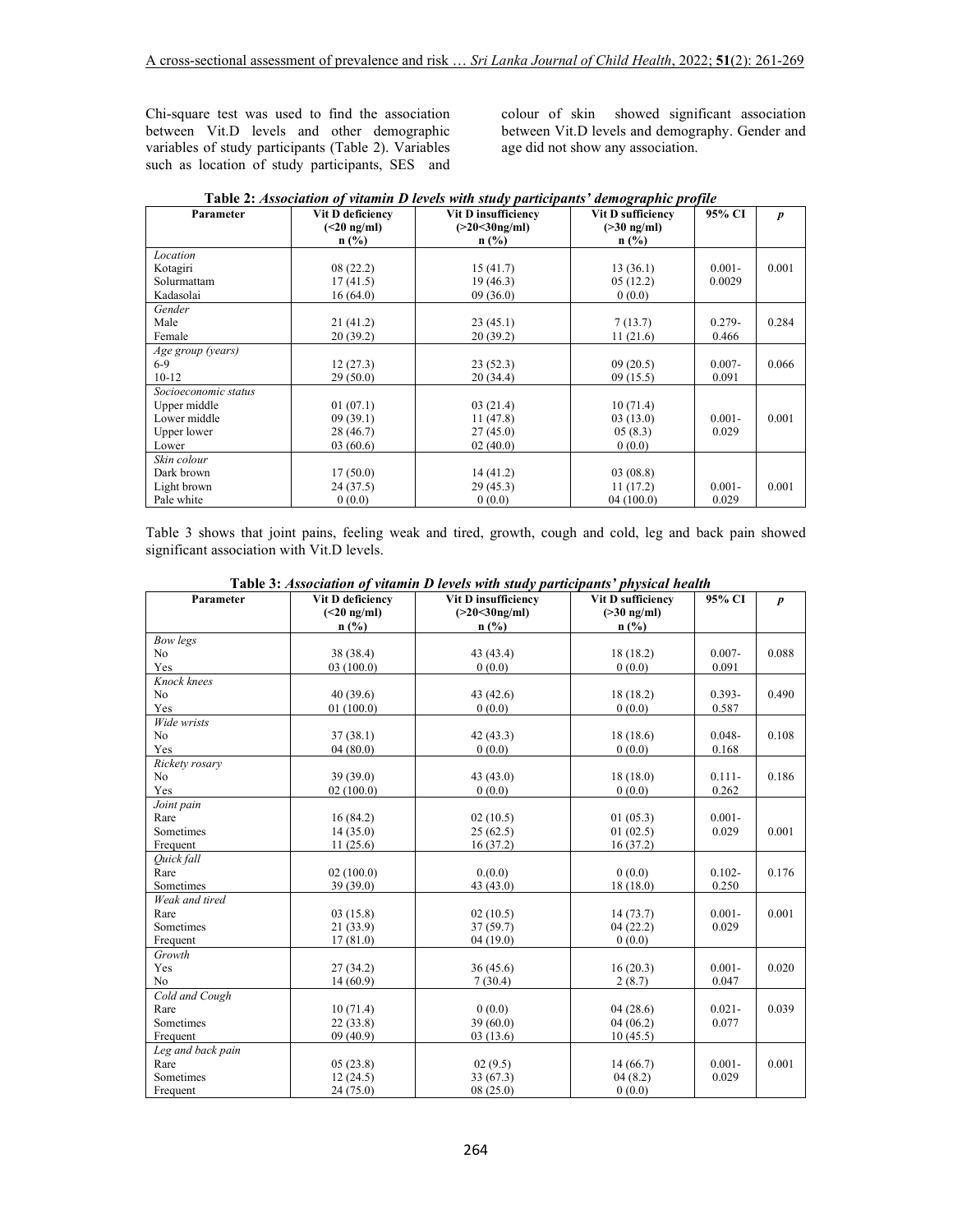Chi-square test was used to find the association between Vit.D levels and other demographic variables of study participants (Table 2). Variables such as location of study participants, SES and colour of skin showed significant association between Vit.D levels and demography. Gender and age did not show any association.

**Table 2:** *Association of vitamin D levels with study participants' demographic profile*

| Parameter | Vit D deficiency (<20 ng/ml) n (%) | Vit D insufficiency (>20<30ng/ml) n (%) | Vit D sufficiency (>30 ng/ml) n (%) | 95% CI | *p* |
|---|---|---|---|---|---|
| *Location* | | | | | |
| Kotagiri | 08 (22.2) | 15 (41.7) | 13 (36.1) | 0.001-0.0029 | 0.001 |
| Solurmattam | 17 (41.5) | 19 (46.3) | 05 (12.2) | | |
| Kadasolai | 16 (64.0) | 09 (36.0) | 0 (0.0) | | |
| *Gender* | | | | | |
| Male | 21 (41.2) | 23 (45.1) | 7 (13.7) | 0.279-0.466 | 0.284 |
| Female | 20 (39.2) | 20 (39.2) | 11 (21.6) | | |
| *Age group (years)* | | | | | |
| 6-9 | 12 (27.3) | 23 (52.3) | 09 (20.5) | 0.007-0.091 | 0.066 |
| 10-12 | 29 (50.0) | 20 (34.4) | 09 (15.5) | | |
| *Socioeconomic status* | | | | | |
| Upper middle | 01 (07.1) | 03 (21.4) | 10 (71.4) | 0.001-0.029 | 0.001 |
| Lower middle | 09 (39.1) | 11 (47.8) | 03 (13.0) | | |
| Upper lower | 28 (46.7) | 27 (45.0) | 05 (8.3) | | |
| Lower | 03 (60.6) | 02 (40.0) | 0 (0.0) | | |
| *Skin colour* | | | | | |
| Dark brown | 17 (50.0) | 14 (41.2) | 03 (08.8) | 0.001-0.029 | 0.001 |
| Light brown | 24 (37.5) | 29 (45.3) | 11 (17.2) | | |
| Pale white | 0 (0.0) | 0 (0.0) | 04 (100.0) | | |

Table 3 shows that joint pains, feeling weak and tired, growth, cough and cold, leg and back pain showed significant association with Vit.D levels.

**Table 3:** *Association of vitamin D levels with study participants' physical health*

| Parameter | Vit D deficiency (<20 ng/ml) n (%) | Vit D insufficiency (>20<30ng/ml) n (%) | Vit D sufficiency (>30 ng/ml) n (%) | 95% CI | *p* |
|---|---|---|---|---|---|
| *Bow legs* | | | | | |
| No | 38 (38.4) | 43 (43.4) | 18 (18.2) | 0.007-0.091 | 0.088 |
| Yes | 03 (100.0) | 0 (0.0) | 0 (0.0) | | |
| *Knock knees* | | | | | |
| No | 40 (39.6) | 43 (42.6) | 18 (18.2) | 0.393-0.587 | 0.490 |
| Yes | 01 (100.0) | 0 (0.0) | 0 (0.0) | | |
| *Wide wrists* | | | | | |
| No | 37 (38.1) | 42 (43.3) | 18 (18.6) | 0.048-0.168 | 0.108 |
| Yes | 04 (80.0) | 0 (0.0) | 0 (0.0) | | |
| *Rickety rosary* | | | | | |
| No | 39 (39.0) | 43 (43.0) | 18 (18.0) | 0.111-0.262 | 0.186 |
| Yes | 02 (100.0) | 0 (0.0) | 0 (0.0) | | |
| *Joint pain* | | | | | |
| Rare | 16 (84.2) | 02 (10.5) | 01 (05.3) | 0.001-0.029 | 0.001 |
| Sometimes | 14 (35.0) | 25 (62.5) | 01 (02.5) | | |
| Frequent | 11 (25.6) | 16 (37.2) | 16 (37.2) | | |
| *Quick fall* | | | | | |
| Rare | 02 (100.0) | 0.(0.0) | 0 (0.0) | 0.102-0.250 | 0.176 |
| Sometimes | 39 (39.0) | 43 (43.0) | 18 (18.0) | | |
| *Weak and tired* | | | | | |
| Rare | 03 (15.8) | 02 (10.5) | 14 (73.7) | 0.001-0.029 | 0.001 |
| Sometimes | 21 (33.9) | 37 (59.7) | 04 (22.2) | | |
| Frequent | 17 (81.0) | 04 (19.0) | 0 (0.0) | | |
| *Growth* | | | | | |
| Yes | 27 (34.2) | 36 (45.6) | 16 (20.3) | 0.001-0.047 | 0.020 |
| No | 14 (60.9) | 7 (30.4) | 2 (8.7) | | |
| *Cold and Cough* | | | | | |
| Rare | 10 (71.4) | 0 (0.0) | 04 (28.6) | 0.021-0.077 | 0.039 |
| Sometimes | 22 (33.8) | 39 (60.0) | 04 (06.2) | | |
| Frequent | 09 (40.9) | 03 (13.6) | 10 (45.5) | | |
| *Leg and back pain* | | | | | |
| Rare | 05 (23.8) | 02 (9.5) | 14 (66.7) | 0.001-0.029 | 0.001 |
| Sometimes | 12 (24.5) | 33 (67.3) | 04 (8.2) | | |
| Frequent | 24 (75.0) | 08 (25.0) | 0 (0.0) | | |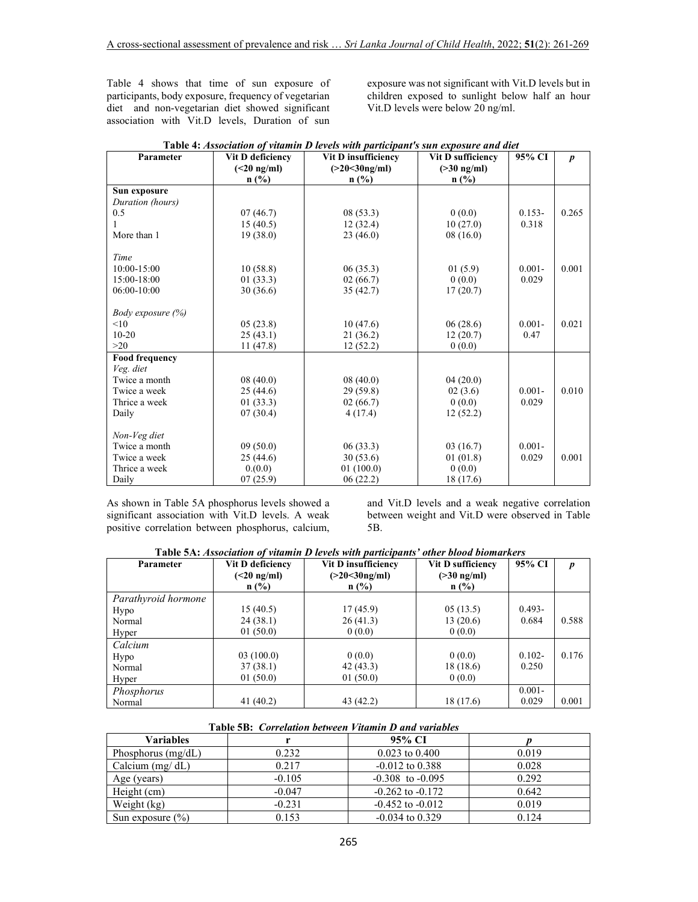Table 4 shows that time of sun exposure of participants, body exposure, frequency of vegetarian diet and non-vegetarian diet showed significant association with Vit.D levels, Duration of sun exposure was not significant with Vit.D levels but in children exposed to sunlight below half an hour Vit.D levels were below 20 ng/ml.

**Table 4:** *Association of vitamin D levels with participant's sun exposure and diet*

| Parameter | Vit D deficiency (<20 ng/ml) n (%) | Vit D insufficiency (>20<30ng/ml) n (%) | Vit D sufficiency (>30 ng/ml) n (%) | 95% CI | *p* |
|---|---|---|---|---|---|
| **Sun exposure** | | | | | |
| *Duration (hours)* | | | | | |
| 0.5 | 07 (46.7) | 08 (53.3) | 0 (0.0) | 0.153-0.318 | 0.265 |
| 1 | 15 (40.5) | 12 (32.4) | 10 (27.0) | | |
| More than 1 | 19 (38.0) | 23 (46.0) | 08 (16.0) | | |
| *Time* | | | | | |
| 10:00-15:00 | 10 (58.8) | 06 (35.3) | 01 (5.9) | 0.001-0.029 | 0.001 |
| 15:00-18:00 | 01 (33.3) | 02 (66.7) | 0 (0.0) | | |
| 06:00-10:00 | 30 (36.6) | 35 (42.7) | 17 (20.7) | | |
| *Body exposure (%)* | | | | | |
| <10 | 05 (23.8) | 10 (47.6) | 06 (28.6) | 0.001-0.47 | 0.021 |
| 10-20 | 25 (43.1) | 21 (36.2) | 12 (20.7) | | |
| >20 | 11 (47.8) | 12 (52.2) | 0 (0.0) | | |
| **Food frequency** | | | | | |
| *Veg. diet* | | | | | |
| Twice a month | 08 (40.0) | 08 (40.0) | 04 (20.0) | | |
| Twice a week | 25 (44.6) | 29 (59.8) | 02 (3.6) | 0.001-0.029 | 0.010 |
| Thrice a week | 01 (33.3) | 02 (66.7) | 0 (0.0) | | |
| Daily | 07 (30.4) | 4 (17.4) | 12 (52.2) | | |
| *Non-Veg diet* | | | | | |
| Twice a month | 09 (50.0) | 06 (33.3) | 03 (16.7) | 0.001-0.029 | 0.001 |
| Twice a week | 25 (44.6) | 30 (53.6) | 01 (01.8) | | |
| Thrice a week | 0.(0.0) | 01 (100.0) | 0 (0.0) | | |
| Daily | 07 (25.9) | 06 (22.2) | 18 (17.6) | | |

As shown in Table 5A phosphorus levels showed a significant association with Vit.D levels. A weak positive correlation between phosphorus, calcium, and Vit.D levels and a weak negative correlation between weight and Vit.D were observed in Table 5B.

**Table 5A:** *Association of vitamin D levels with participants' other blood biomarkers*

| Parameter | Vit D deficiency (<20 ng/ml) n (%) | Vit D insufficiency (>20<30ng/ml) n (%) | Vit D sufficiency (>30 ng/ml) n (%) | 95% CI | *p* |
|---|---|---|---|---|---|
| *Parathyroid hormone* | | | | | |
| Hypo | 15 (40.5) | 17 (45.9) | 05 (13.5) | 0.493-0.684 | 0.588 |
| Normal | 24 (38.1) | 26 (41.3) | 13 (20.6) | | |
| Hyper | 01 (50.0) | 0 (0.0) | 0 (0.0) | | |
| *Calcium* | | | | | |
| Hypo | 03 (100.0) | 0 (0.0) | 0 (0.0) | 0.102-0.250 | 0.176 |
| Normal | 37 (38.1) | 42 (43.3) | 18 (18.6) | | |
| Hyper | 01 (50.0) | 01 (50.0) | 0 (0.0) | | |
| *Phosphorus* | | | | | |
| Normal | 41 (40.2) | 43 (42.2) | 18 (17.6) | 0.001-0.029 | 0.001 |

**Table 5B:** *Correlation between Vitamin D and variables*

| Variables | r | 95% CI | *p* |
|---|---|---|---|
| Phosphorus (mg/dL) | 0.232 | 0.023 to 0.400 | 0.019 |
| Calcium (mg/ dL) | 0.217 | -0.012 to 0.388 | 0.028 |
| Age (years) | -0.105 | -0.308 to -0.095 | 0.292 |
| Height (cm) | -0.047 | -0.262 to -0.172 | 0.642 |
| Weight (kg) | -0.231 | -0.452 to -0.012 | 0.019 |
| Sun exposure (%) | 0.153 | -0.034 to 0.329 | 0.124 |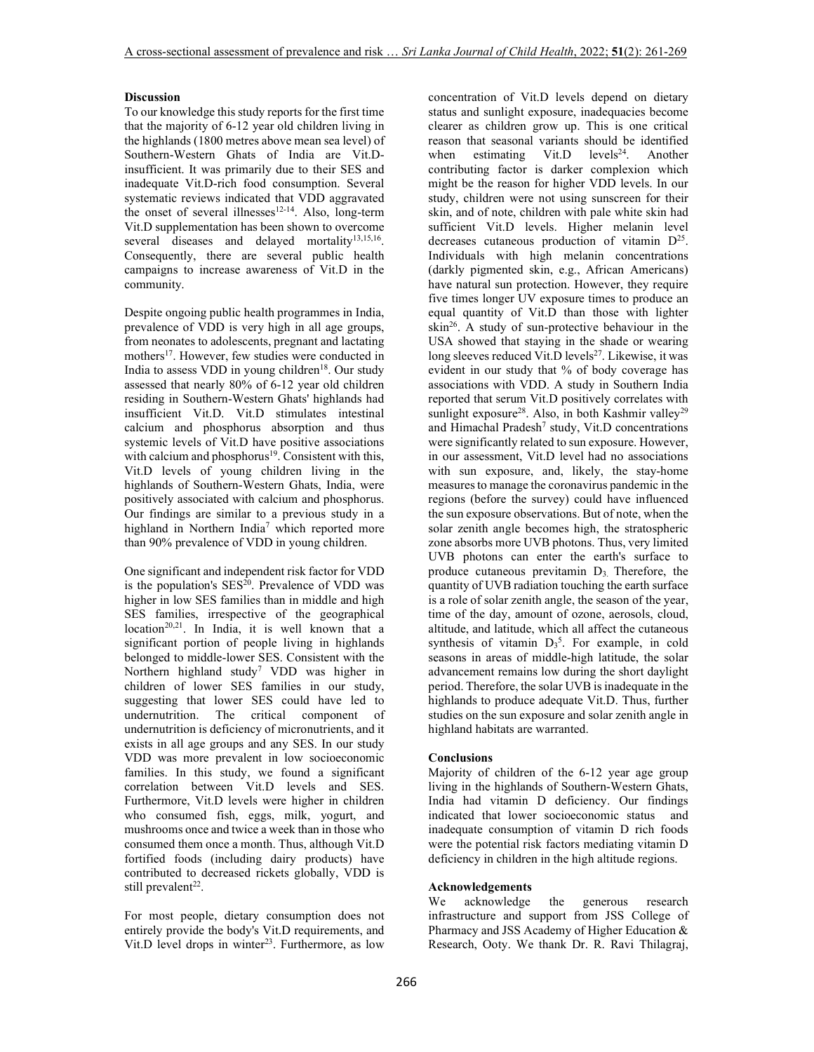## Discussion

To our knowledge this study reports for the first time that the majority of 6-12 year old children living in the highlands (1800 metres above mean sea level) of Southern-Western Ghats of India are Vit.D-insufficient. It was primarily due to their SES and inadequate Vit.D-rich food consumption. Several systematic reviews indicated that VDD aggravated the onset of several illnesses[12-14]. Also, long-term Vit.D supplementation has been shown to overcome several diseases and delayed mortality[13,15,16]. Consequently, there are several public health campaigns to increase awareness of Vit.D in the community.

Despite ongoing public health programmes in India, prevalence of VDD is very high in all age groups, from neonates to adolescents, pregnant and lactating mothers[17]. However, few studies were conducted in India to assess VDD in young children[18]. Our study assessed that nearly 80% of 6-12 year old children residing in Southern-Western Ghats' highlands had insufficient Vit.D. Vit.D stimulates intestinal calcium and phosphorus absorption and thus systemic levels of Vit.D have positive associations with calcium and phosphorus[19]. Consistent with this, Vit.D levels of young children living in the highlands of Southern-Western Ghats, India, were positively associated with calcium and phosphorus. Our findings are similar to a previous study in a highland in Northern India[7] which reported more than 90% prevalence of VDD in young children.

One significant and independent risk factor for VDD is the population's SES[20]. Prevalence of VDD was higher in low SES families than in middle and high SES families, irrespective of the geographical location[20,21]. In India, it is well known that a significant portion of people living in highlands belonged to middle-lower SES. Consistent with the Northern highland study[7] VDD was higher in children of lower SES families in our study, suggesting that lower SES could have led to undernutrition. The critical component of undernutrition is deficiency of micronutrients, and it exists in all age groups and any SES. In our study VDD was more prevalent in low socioeconomic families. In this study, we found a significant correlation between Vit.D levels and SES. Furthermore, Vit.D levels were higher in children who consumed fish, eggs, milk, yogurt, and mushrooms once and twice a week than in those who consumed them once a month. Thus, although Vit.D fortified foods (including dairy products) have contributed to decreased rickets globally, VDD is still prevalent[22].

For most people, dietary consumption does not entirely provide the body's Vit.D requirements, and Vit.D level drops in winter[23]. Furthermore, as low concentration of Vit.D levels depend on dietary status and sunlight exposure, inadequacies become clearer as children grow up. This is one critical reason that seasonal variants should be identified when estimating Vit.D levels[24]. Another contributing factor is darker complexion which might be the reason for higher VDD levels. In our study, children were not using sunscreen for their skin, and of note, children with pale white skin had sufficient Vit.D levels. Higher melanin level decreases cutaneous production of vitamin D[25]. Individuals with high melanin concentrations (darkly pigmented skin, e.g., African Americans) have natural sun protection. However, they require five times longer UV exposure times to produce an equal quantity of Vit.D than those with lighter skin[26]. A study of sun-protective behaviour in the USA showed that staying in the shade or wearing long sleeves reduced Vit.D levels[27]. Likewise, it was evident in our study that % of body coverage has associations with VDD. A study in Southern India reported that serum Vit.D positively correlates with sunlight exposure[28]. Also, in both Kashmir valley[29] and Himachal Pradesh[7] study, Vit.D concentrations were significantly related to sun exposure. However, in our assessment, Vit.D level had no associations with sun exposure, and, likely, the stay-home measures to manage the coronavirus pandemic in the regions (before the survey) could have influenced the sun exposure observations. But of note, when the solar zenith angle becomes high, the stratospheric zone absorbs more UVB photons. Thus, very limited UVB photons can enter the earth's surface to produce cutaneous previtamin $D_3$. Therefore, the quantity of UVB radiation touching the earth surface is a role of solar zenith angle, the season of the year, time of the day, amount of ozone, aerosols, cloud, altitude, and latitude, which all affect the cutaneous synthesis of vitamin $D_3$[5]. For example, in cold seasons in areas of middle-high latitude, the solar advancement remains low during the short daylight period. Therefore, the solar UVB is inadequate in the highlands to produce adequate Vit.D. Thus, further studies on the sun exposure and solar zenith angle in highland habitats are warranted.

## Conclusions

Majority of children of the 6-12 year age group living in the highlands of Southern-Western Ghats, India had vitamin D deficiency. Our findings indicated that lower socioeconomic status and inadequate consumption of vitamin D rich foods were the potential risk factors mediating vitamin D deficiency in children in the high altitude regions.

## Acknowledgements

We acknowledge the generous research infrastructure and support from JSS College of Pharmacy and JSS Academy of Higher Education & Research, Ooty. We thank Dr. R. Ravi Thilagraj,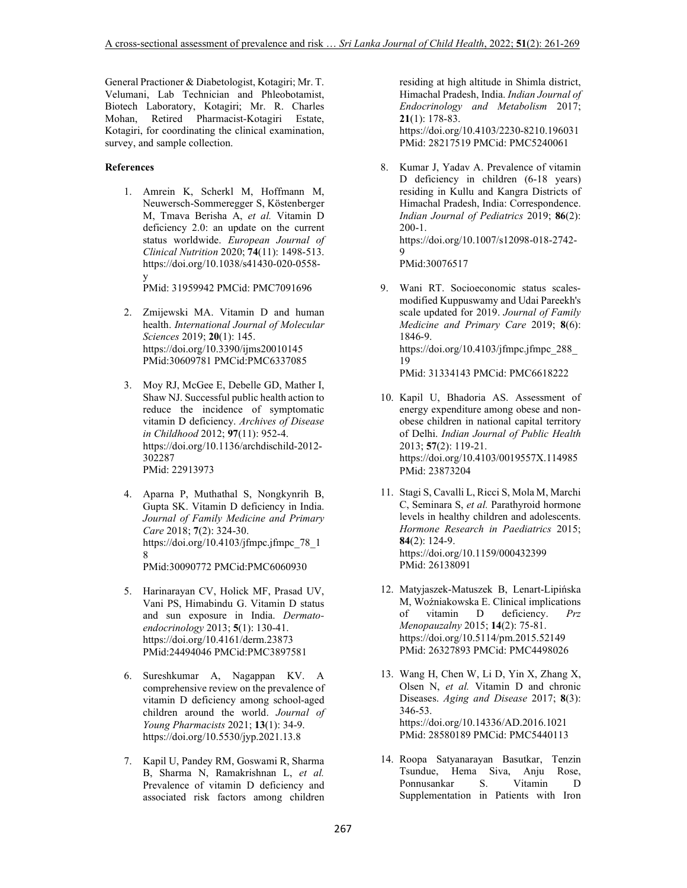General Practioner & Diabetologist, Kotagiri; Mr. T. Velumani, Lab Technician and Phleobotamist, Biotech Laboratory, Kotagiri; Mr. R. Charles Mohan, Retired Pharmacist-Kotagiri Estate, Kotagiri, for coordinating the clinical examination, survey, and sample collection.

**References**

1. Amrein K, Scherkl M, Hoffmann M, Neuwersch-Sommeregger S, Köstenberger M, Tmava Berisha A, *et al.* Vitamin D deficiency 2.0: an update on the current status worldwide. *European Journal of Clinical Nutrition* 2020; **74**(11): 1498-513. https://doi.org/10.1038/s41430-020-0558-y PMid: 31959942 PMCid: PMC7091696

2. Zmijewski MA. Vitamin D and human health. *International Journal of Molecular Sciences* 2019; **20**(1): 145. https://doi.org/10.3390/ijms20010145 PMid:30609781 PMCid:PMC6337085

3. Moy RJ, McGee E, Debelle GD, Mather I, Shaw NJ. Successful public health action to reduce the incidence of symptomatic vitamin D deficiency. *Archives of Disease in Childhood* 2012; **97**(11): 952-4. https://doi.org/10.1136/archdischild-2012-302287 PMid: 22913973

4. Aparna P, Muthathal S, Nongkynrih B, Gupta SK. Vitamin D deficiency in India. *Journal of Family Medicine and Primary Care* 2018; **7**(2): 324-30. https://doi.org/10.4103/jfmpc.jfmpc_78_18 PMid:30090772 PMCid:PMC6060930

5. Harinarayan CV, Holick MF, Prasad UV, Vani PS, Himabindu G. Vitamin D status and sun exposure in India. *Dermato-endocrinology* 2013; **5**(1): 130-41. https://doi.org/10.4161/derm.23873 PMid:24494046 PMCid:PMC3897581

6. Sureshkumar A, Nagappan KV. A comprehensive review on the prevalence of vitamin D deficiency among school-aged children around the world. *Journal of Young Pharmacists* 2021; **13**(1): 34-9. https://doi.org/10.5530/jyp.2021.13.8

7. Kapil U, Pandey RM, Goswami R, Sharma B, Sharma N, Ramakrishnan L, *et al.* Prevalence of vitamin D deficiency and associated risk factors among children residing at high altitude in Shimla district, Himachal Pradesh, India. *Indian Journal of Endocrinology and Metabolism* 2017; **21**(1): 178-83. https://doi.org/10.4103/2230-8210.196031 PMid: 28217519 PMCid: PMC5240061

8. Kumar J, Yadav A. Prevalence of vitamin D deficiency in children (6-18 years) residing in Kullu and Kangra Districts of Himachal Pradesh, India: Correspondence. *Indian Journal of Pediatrics* 2019; **86**(2): 200-1. https://doi.org/10.1007/s12098-018-2742-9 PMid:30076517

9. Wani RT. Socioeconomic status scales-modified Kuppuswamy and Udai Pareekh's scale updated for 2019. *Journal of Family Medicine and Primary Care* 2019; **8**(6): 1846-9. https://doi.org/10.4103/jfmpc.jfmpc_288_19 PMid: 31334143 PMCid: PMC6618222

10. Kapil U, Bhadoria AS. Assessment of energy expenditure among obese and non-obese children in national capital territory of Delhi. *Indian Journal of Public Health* 2013; **57**(2): 119-21. https://doi.org/10.4103/0019557X.114985 PMid: 23873204

11. Stagi S, Cavalli L, Ricci S, Mola M, Marchi C, Seminara S, *et al.* Parathyroid hormone levels in healthy children and adolescents. *Hormone Research in Paediatrics* 2015; **84**(2): 124-9. https://doi.org/10.1159/000432399 PMid: 26138091

12. Matyjaszek-Matuszek B, Lenart-Lipińska M, Woźniakowska E. Clinical implications of vitamin D deficiency. *Prz Menopauzalny* 2015; **14**(2): 75-81. https://doi.org/10.5114/pm.2015.52149 PMid: 26327893 PMCid: PMC4498026

13. Wang H, Chen W, Li D, Yin X, Zhang X, Olsen N, *et al.* Vitamin D and chronic Diseases. *Aging and Disease* 2017; **8**(3): 346-53. https://doi.org/10.14336/AD.2016.1021 PMid: 28580189 PMCid: PMC5440113

14. Roopa Satyanarayan Basutkar, Tenzin Tsundue, Hema Siva, Anju Rose, Ponnusankar S. Vitamin D Supplementation in Patients with Iron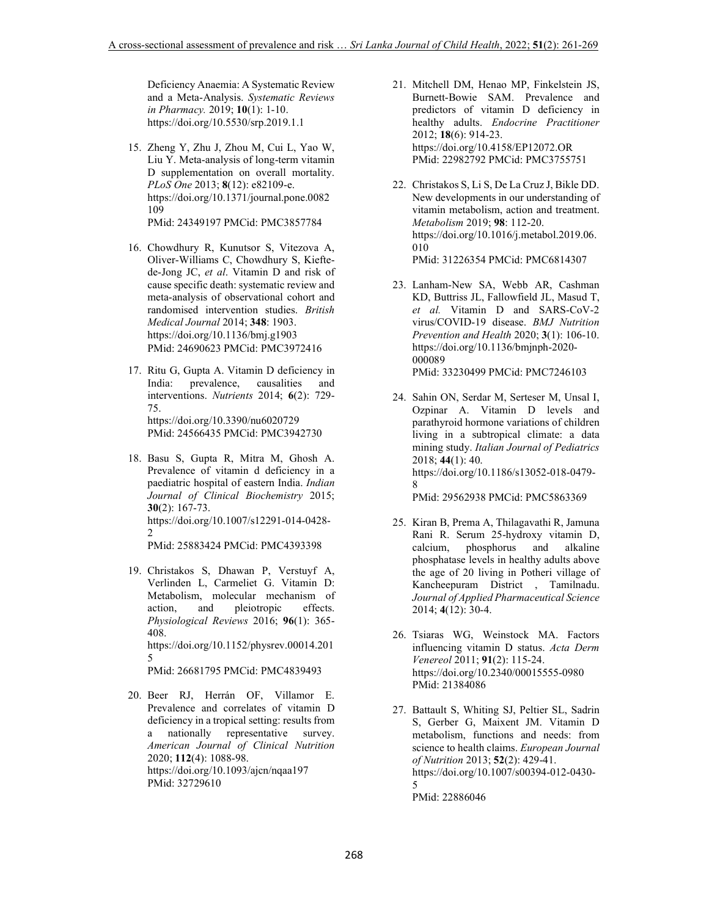Deficiency Anaemia: A Systematic Review and a Meta-Analysis. *Systematic Reviews in Pharmacy.* 2019; **10**(1): 1-10. https://doi.org/10.5530/srp.2019.1.1

15. Zheng Y, Zhu J, Zhou M, Cui L, Yao W, Liu Y. Meta-analysis of long-term vitamin D supplementation on overall mortality. *PLoS One* 2013; **8**(12): e82109-e. https://doi.org/10.1371/journal.pone.0082109
PMid: 24349197 PMCid: PMC3857784

16. Chowdhury R, Kunutsor S, Vitezova A, Oliver-Williams C, Chowdhury S, Kiefte-de-Jong JC, *et al*. Vitamin D and risk of cause specific death: systematic review and meta-analysis of observational cohort and randomised intervention studies. *British Medical Journal* 2014; **348**: 1903. https://doi.org/10.1136/bmj.g1903
PMid: 24690623 PMCid: PMC3972416

17. Ritu G, Gupta A. Vitamin D deficiency in India: prevalence, causalities and interventions. *Nutrients* 2014; **6**(2): 729-75. https://doi.org/10.3390/nu6020729
PMid: 24566435 PMCid: PMC3942730

18. Basu S, Gupta R, Mitra M, Ghosh A. Prevalence of vitamin d deficiency in a paediatric hospital of eastern India. *Indian Journal of Clinical Biochemistry* 2015; **30**(2): 167-73. https://doi.org/10.1007/s12291-014-0428-2
PMid: 25883424 PMCid: PMC4393398

19. Christakos S, Dhawan P, Verstuyf A, Verlinden L, Carmeliet G. Vitamin D: Metabolism, molecular mechanism of action, and pleiotropic effects. *Physiological Reviews* 2016; **96**(1): 365-408. https://doi.org/10.1152/physrev.00014.2015
PMid: 26681795 PMCid: PMC4839493

20. Beer RJ, Herrán OF, Villamor E. Prevalence and correlates of vitamin D deficiency in a tropical setting: results from a nationally representative survey. *American Journal of Clinical Nutrition* 2020; **112**(4): 1088-98. https://doi.org/10.1093/ajcn/nqaa197
PMid: 32729610

21. Mitchell DM, Henao MP, Finkelstein JS, Burnett-Bowie SAM. Prevalence and predictors of vitamin D deficiency in healthy adults. *Endocrine Practitioner* 2012; **18**(6): 914-23. https://doi.org/10.4158/EP12072.OR
PMid: 22982792 PMCid: PMC3755751

22. Christakos S, Li S, De La Cruz J, Bikle DD. New developments in our understanding of vitamin metabolism, action and treatment. *Metabolism* 2019; **98**: 112-20. https://doi.org/10.1016/j.metabol.2019.06.010
PMid: 31226354 PMCid: PMC6814307

23. Lanham-New SA, Webb AR, Cashman KD, Buttriss JL, Fallowfield JL, Masud T, *et al.* Vitamin D and SARS-CoV-2 virus/COVID-19 disease. *BMJ Nutrition Prevention and Health* 2020; **3**(1): 106-10. https://doi.org/10.1136/bmjnph-2020-000089
PMid: 33230499 PMCid: PMC7246103

24. Sahin ON, Serdar M, Serteser M, Unsal I, Ozpinar A. Vitamin D levels and parathyroid hormone variations of children living in a subtropical climate: a data mining study. *Italian Journal of Pediatrics* 2018; **44**(1): 40. https://doi.org/10.1186/s13052-018-0479-8
PMid: 29562938 PMCid: PMC5863369

25. Kiran B, Prema A, Thilagavathi R, Jamuna Rani R. Serum 25-hydroxy vitamin D, calcium, phosphorus and alkaline phosphatase levels in healthy adults above the age of 20 living in Potheri village of Kancheepuram District , Tamilnadu. *Journal of Applied Pharmaceutical Science* 2014; **4**(12): 30-4.

26. Tsiaras WG, Weinstock MA. Factors influencing vitamin D status. *Acta Derm Venereol* 2011; **91**(2): 115-24. https://doi.org/10.2340/00015555-0980
PMid: 21384086

27. Battault S, Whiting SJ, Peltier SL, Sadrin S, Gerber G, Maixent JM. Vitamin D metabolism, functions and needs: from science to health claims. *European Journal of Nutrition* 2013; **52**(2): 429-41. https://doi.org/10.1007/s00394-012-0430-5
PMid: 22886046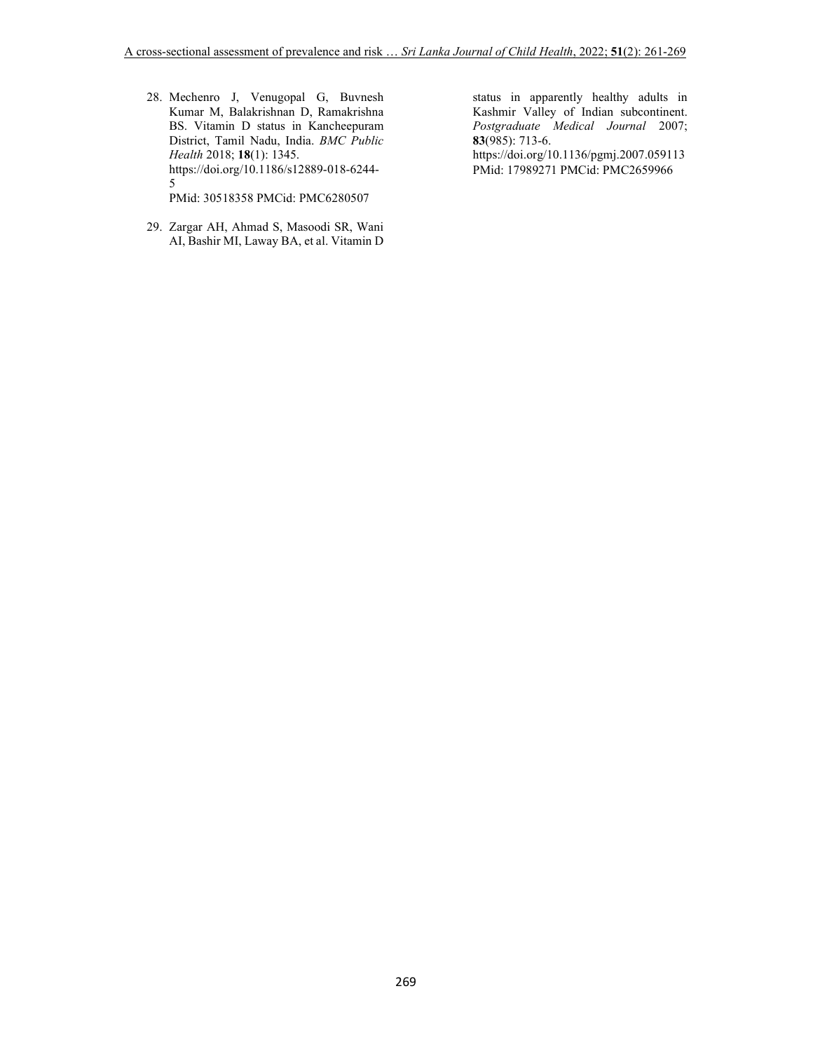28. Mechenro J, Venugopal G, Buvnesh Kumar M, Balakrishnan D, Ramakrishna BS. Vitamin D status in Kancheepuram District, Tamil Nadu, India. *BMC Public Health* 2018; **18**(1): 1345. https://doi.org/10.1186/s12889-018-6244-5 PMid: 30518358 PMCid: PMC6280507

29. Zargar AH, Ahmad S, Masoodi SR, Wani AI, Bashir MI, Laway BA, et al. Vitamin D status in apparently healthy adults in Kashmir Valley of Indian subcontinent. *Postgraduate Medical Journal* 2007; **83**(985): 713-6. https://doi.org/10.1136/pgmj.2007.059113 PMid: 17989271 PMCid: PMC2659966